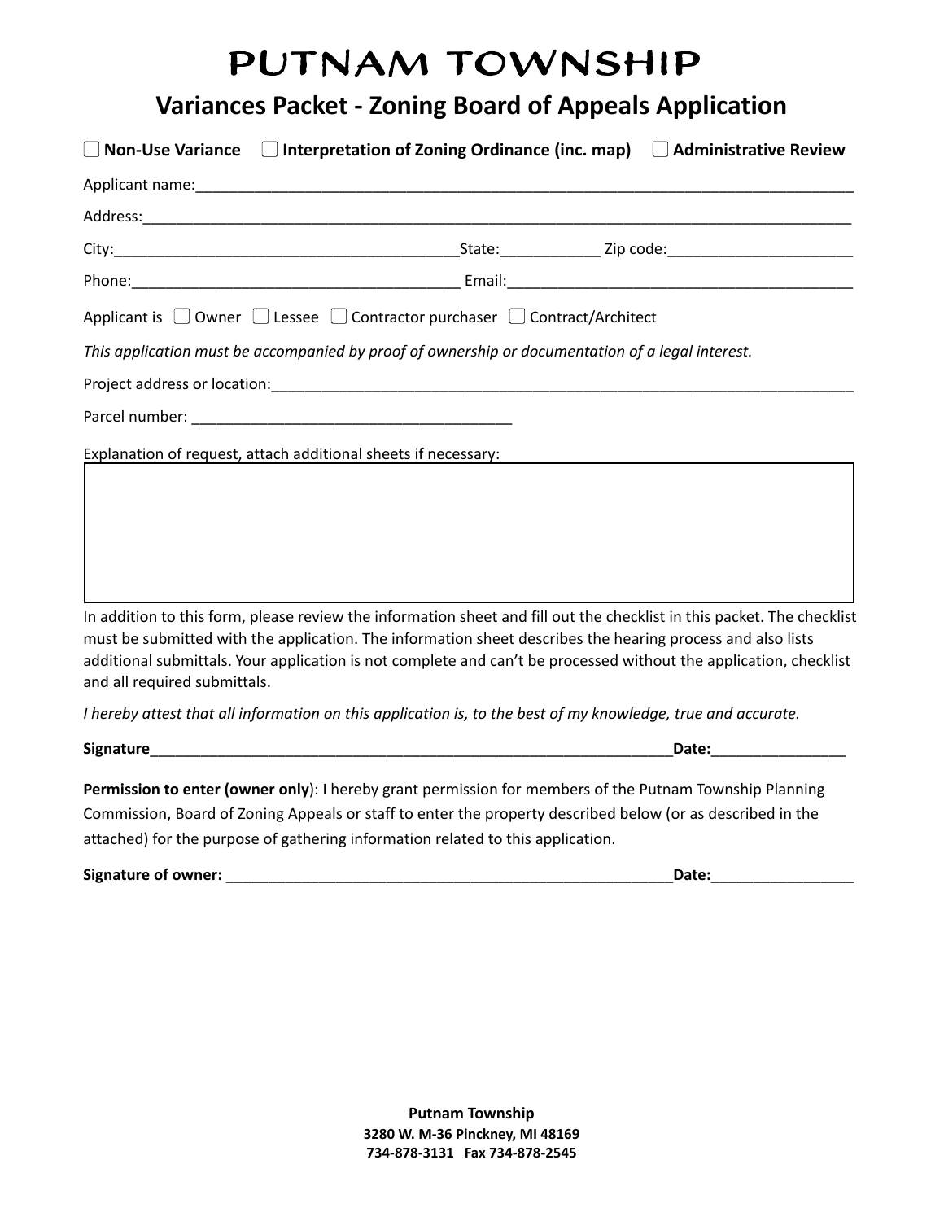# PUTNAM TOWNSHIP

## Variances Packet - Zoning Board of Appeals Application

☐ **Non-Use Variance** ☐ **Interpretation of Zoning Ordinance (inc. map)** ☐ **Administrative Review**

Applicant name:___________________________________________________________________________

Address:_________________________________________________________________________________

City:_________________________________________State:____________ Zip code:______________________

Phone:_______________________________________ Email:__________________________________________

Applicant is ☐ Owner ☐ Lessee ☐ Contractor purchaser ☐ Contract/Architect

*This application must be accompanied by proof of ownership or documentation of a legal interest.*

Project address or location:______________________________________________________________________

Parcel number: ______________________________________

Explanation of request, attach additional sheets if necessary:

| |
|---|
| |

In addition to this form, please review the information sheet and fill out the checklist in this packet. The checklist must be submitted with the application. The information sheet describes the hearing process and also lists additional submittals. Your application is not complete and can't be processed without the application, checklist and all required submittals.

*I hereby attest that all information on this application is, to the best of my knowledge, true and accurate.*

**Signature**_______________________________________________________________**Date:**________________

**Permission to enter (owner only)**: I hereby grant permission for members of the Putnam Township Planning Commission, Board of Zoning Appeals or staff to enter the property described below (or as described in the attached) for the purpose of gathering information related to this application.

**Signature of owner:** _______________________________________________________**Date:**_________________

**Putnam Township**
**3280 W. M-36 Pinckney, MI 48169**
**734-878-3131 Fax 734-878-2545**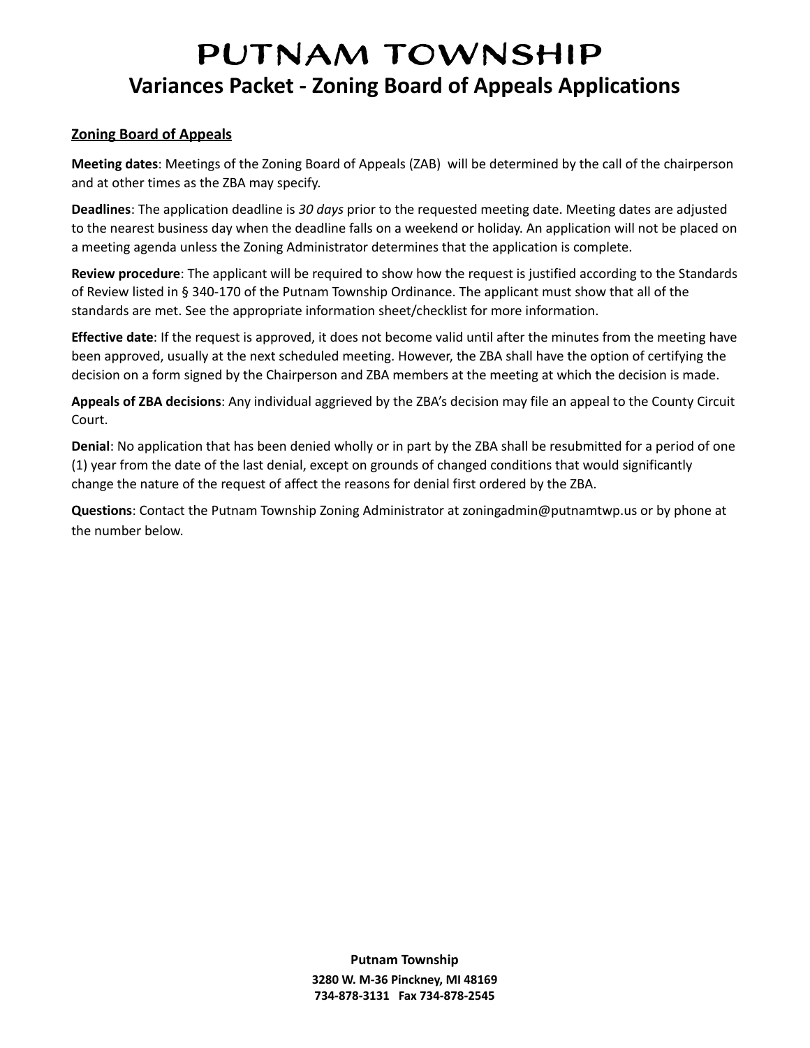# PUTNAM TOWNSHIP

## Variances Packet - Zoning Board of Appeals Applications

### Zoning Board of Appeals

**Meeting dates**: Meetings of the Zoning Board of Appeals (ZAB) will be determined by the call of the chairperson and at other times as the ZBA may specify.

**Deadlines**: The application deadline is *30 days* prior to the requested meeting date. Meeting dates are adjusted to the nearest business day when the deadline falls on a weekend or holiday. An application will not be placed on a meeting agenda unless the Zoning Administrator determines that the application is complete.

**Review procedure**: The applicant will be required to show how the request is justified according to the Standards of Review listed in § 340-170 of the Putnam Township Ordinance. The applicant must show that all of the standards are met. See the appropriate information sheet/checklist for more information.

**Effective date**: If the request is approved, it does not become valid until after the minutes from the meeting have been approved, usually at the next scheduled meeting. However, the ZBA shall have the option of certifying the decision on a form signed by the Chairperson and ZBA members at the meeting at which the decision is made.

**Appeals of ZBA decisions**: Any individual aggrieved by the ZBA's decision may file an appeal to the County Circuit Court.

**Denial**: No application that has been denied wholly or in part by the ZBA shall be resubmitted for a period of one (1) year from the date of the last denial, except on grounds of changed conditions that would significantly change the nature of the request of affect the reasons for denial first ordered by the ZBA.

**Questions**: Contact the Putnam Township Zoning Administrator at zoningadmin@putnamtwp.us or by phone at the number below.

**Putnam Township**
**3280 W. M-36 Pinckney, MI 48169**
**734-878-3131 Fax 734-878-2545**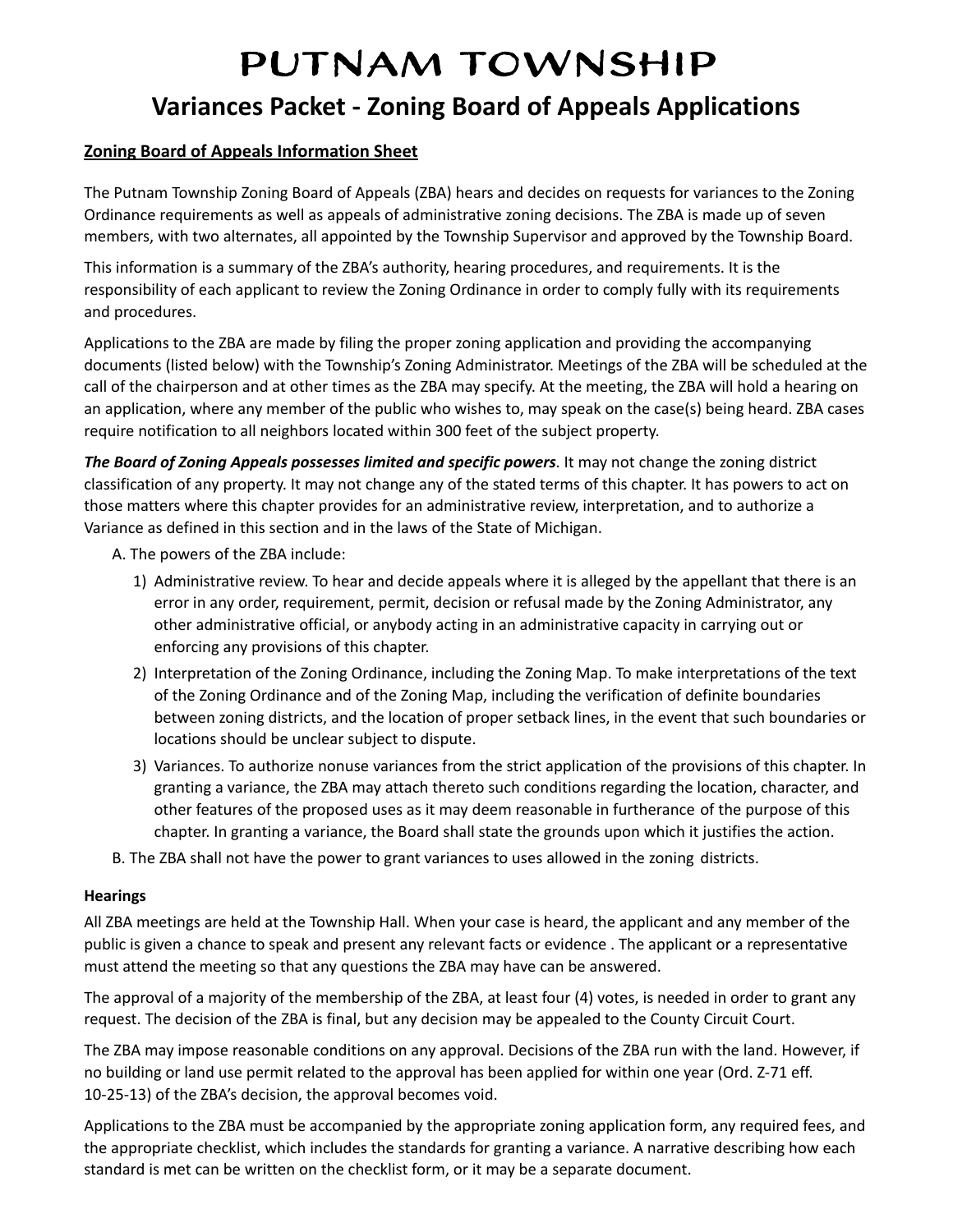# PUTNAM TOWNSHIP

## Variances Packet - Zoning Board of Appeals Applications

**Zoning Board of Appeals Information Sheet**

The Putnam Township Zoning Board of Appeals (ZBA) hears and decides on requests for variances to the Zoning Ordinance requirements as well as appeals of administrative zoning decisions. The ZBA is made up of seven members, with two alternates, all appointed by the Township Supervisor and approved by the Township Board.

This information is a summary of the ZBA's authority, hearing procedures, and requirements. It is the responsibility of each applicant to review the Zoning Ordinance in order to comply fully with its requirements and procedures.

Applications to the ZBA are made by filing the proper zoning application and providing the accompanying documents (listed below) with the Township's Zoning Administrator. Meetings of the ZBA will be scheduled at the call of the chairperson and at other times as the ZBA may specify. At the meeting, the ZBA will hold a hearing on an application, where any member of the public who wishes to, may speak on the case(s) being heard. ZBA cases require notification to all neighbors located within 300 feet of the subject property.

***The Board of Zoning Appeals possesses limited and specific powers***. It may not change the zoning district classification of any property. It may not change any of the stated terms of this chapter. It has powers to act on those matters where this chapter provides for an administrative review, interpretation, and to authorize a Variance as defined in this section and in the laws of the State of Michigan.

A. The powers of the ZBA include:

1) Administrative review. To hear and decide appeals where it is alleged by the appellant that there is an error in any order, requirement, permit, decision or refusal made by the Zoning Administrator, any other administrative official, or anybody acting in an administrative capacity in carrying out or enforcing any provisions of this chapter.
2) Interpretation of the Zoning Ordinance, including the Zoning Map. To make interpretations of the text of the Zoning Ordinance and of the Zoning Map, including the verification of definite boundaries between zoning districts, and the location of proper setback lines, in the event that such boundaries or locations should be unclear subject to dispute.
3) Variances. To authorize nonuse variances from the strict application of the provisions of this chapter. In granting a variance, the ZBA may attach thereto such conditions regarding the location, character, and other features of the proposed uses as it may deem reasonable in furtherance of the purpose of this chapter. In granting a variance, the Board shall state the grounds upon which it justifies the action.

B. The ZBA shall not have the power to grant variances to uses allowed in the zoning districts.

**Hearings**

All ZBA meetings are held at the Township Hall. When your case is heard, the applicant and any member of the public is given a chance to speak and present any relevant facts or evidence . The applicant or a representative must attend the meeting so that any questions the ZBA may have can be answered.

The approval of a majority of the membership of the ZBA, at least four (4) votes, is needed in order to grant any request. The decision of the ZBA is final, but any decision may be appealed to the County Circuit Court.

The ZBA may impose reasonable conditions on any approval. Decisions of the ZBA run with the land. However, if no building or land use permit related to the approval has been applied for within one year (Ord. Z-71 eff. 10-25-13) of the ZBA's decision, the approval becomes void.

Applications to the ZBA must be accompanied by the appropriate zoning application form, any required fees, and the appropriate checklist, which includes the standards for granting a variance. A narrative describing how each standard is met can be written on the checklist form, or it may be a separate document.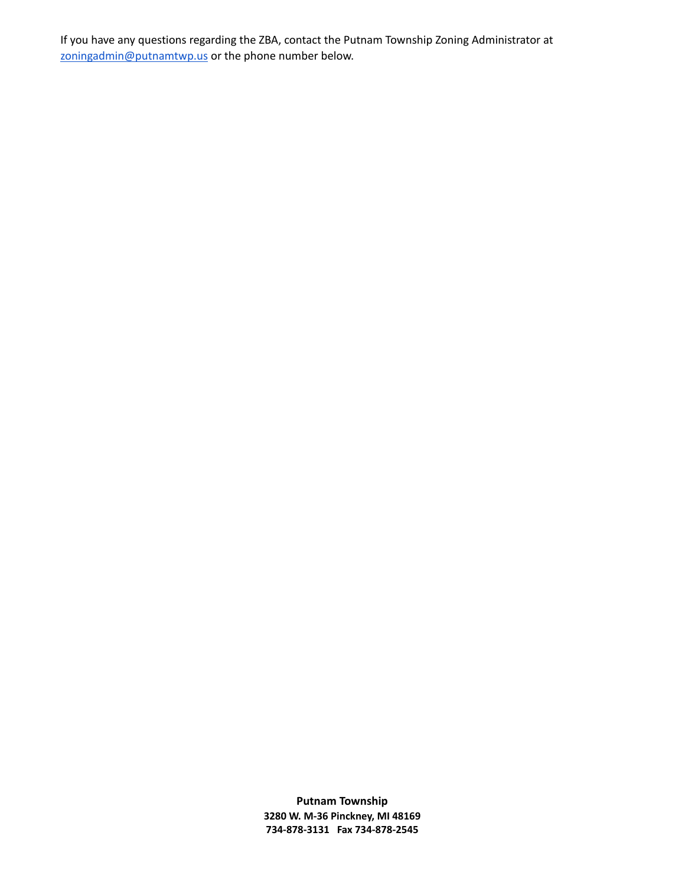If you have any questions regarding the ZBA, contact the Putnam Township Zoning Administrator at zoningadmin@putnamtwp.us or the phone number below.

**Putnam Township**
**3280 W. M-36 Pinckney, MI 48169**
**734-878-3131 Fax 734-878-2545**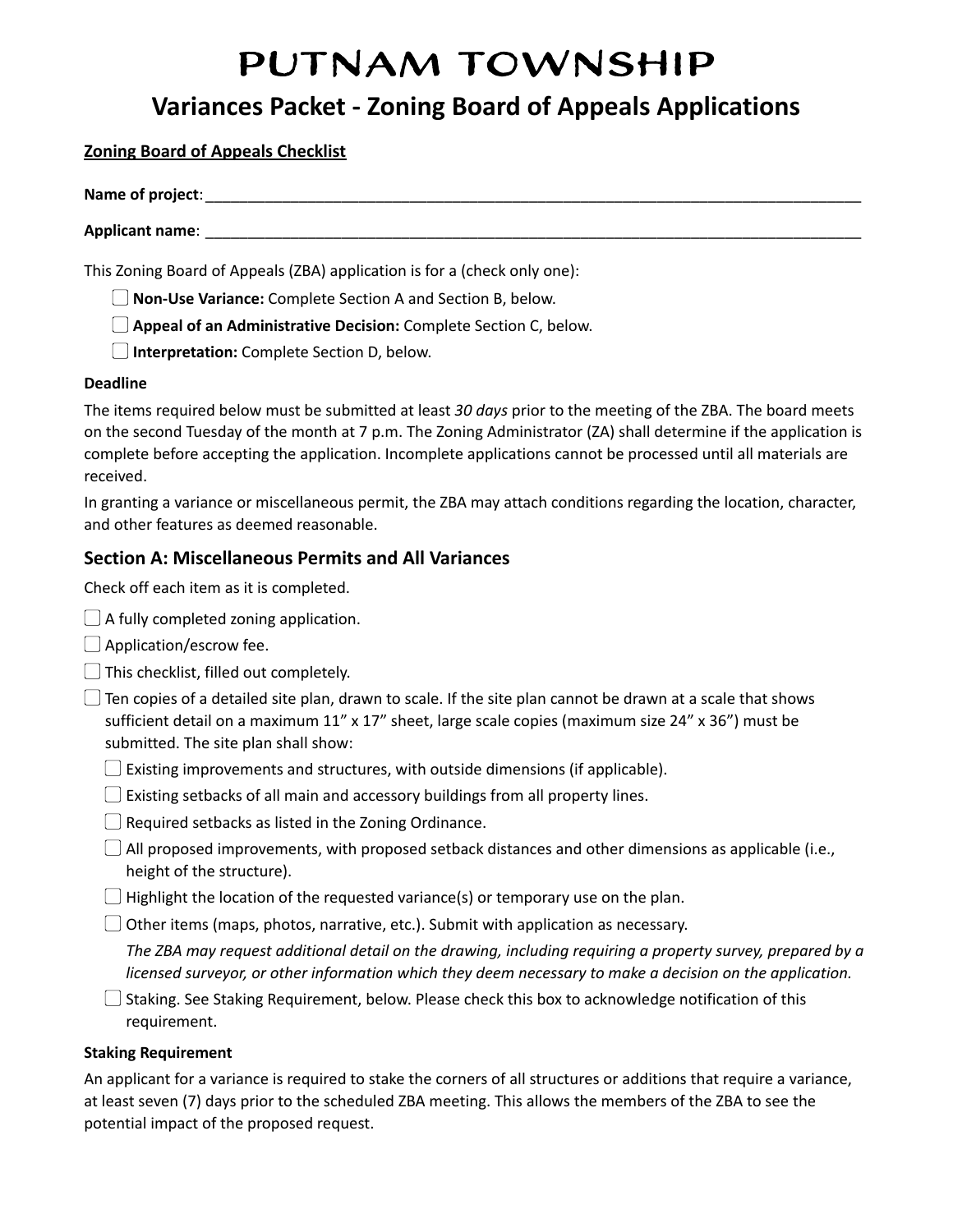# PUTNAM TOWNSHIP

## Variances Packet - Zoning Board of Appeals Applications

**Zoning Board of Appeals Checklist**

**Name of project**:\_\_\_\_\_\_\_\_\_\_\_\_\_\_\_\_\_\_\_\_\_\_\_\_\_\_\_\_\_\_\_\_\_\_\_\_\_\_\_\_\_\_\_\_\_\_\_\_\_\_\_\_\_\_\_\_\_\_\_\_\_\_\_\_\_\_\_\_\_\_\_\_\_\_\_\_

**Applicant name**: \_\_\_\_\_\_\_\_\_\_\_\_\_\_\_\_\_\_\_\_\_\_\_\_\_\_\_\_\_\_\_\_\_\_\_\_\_\_\_\_\_\_\_\_\_\_\_\_\_\_\_\_\_\_\_\_\_\_\_\_\_\_\_\_\_\_\_\_\_\_\_\_\_\_\_\_

This Zoning Board of Appeals (ZBA) application is for a (check only one):

- ☐ **Non-Use Variance:** Complete Section A and Section B, below.
- ☐ **Appeal of an Administrative Decision:** Complete Section C, below.
- ☐ **Interpretation:** Complete Section D, below.

**Deadline**

The items required below must be submitted at least *30 days* prior to the meeting of the ZBA. The board meets on the second Tuesday of the month at 7 p.m. The Zoning Administrator (ZA) shall determine if the application is complete before accepting the application. Incomplete applications cannot be processed until all materials are received.

In granting a variance or miscellaneous permit, the ZBA may attach conditions regarding the location, character, and other features as deemed reasonable.

### Section A: Miscellaneous Permits and All Variances

Check off each item as it is completed.

- ☐ A fully completed zoning application.
- ☐ Application/escrow fee.
- ☐ This checklist, filled out completely.
- ☐ Ten copies of a detailed site plan, drawn to scale. If the site plan cannot be drawn at a scale that shows sufficient detail on a maximum 11” x 17” sheet, large scale copies (maximum size 24” x 36”) must be submitted. The site plan shall show:
  - ☐ Existing improvements and structures, with outside dimensions (if applicable).
  - ☐ Existing setbacks of all main and accessory buildings from all property lines.
  - ☐ Required setbacks as listed in the Zoning Ordinance.
  - ☐ All proposed improvements, with proposed setback distances and other dimensions as applicable (i.e., height of the structure).
  - ☐ Highlight the location of the requested variance(s) or temporary use on the plan.
  - ☐ Other items (maps, photos, narrative, etc.). Submit with application as necessary.

    *The ZBA may request additional detail on the drawing, including requiring a property survey, prepared by a licensed surveyor, or other information which they deem necessary to make a decision on the application.*
  - ☐ Staking. See Staking Requirement, below. Please check this box to acknowledge notification of this requirement.

**Staking Requirement**

An applicant for a variance is required to stake the corners of all structures or additions that require a variance, at least seven (7) days prior to the scheduled ZBA meeting. This allows the members of the ZBA to see the potential impact of the proposed request.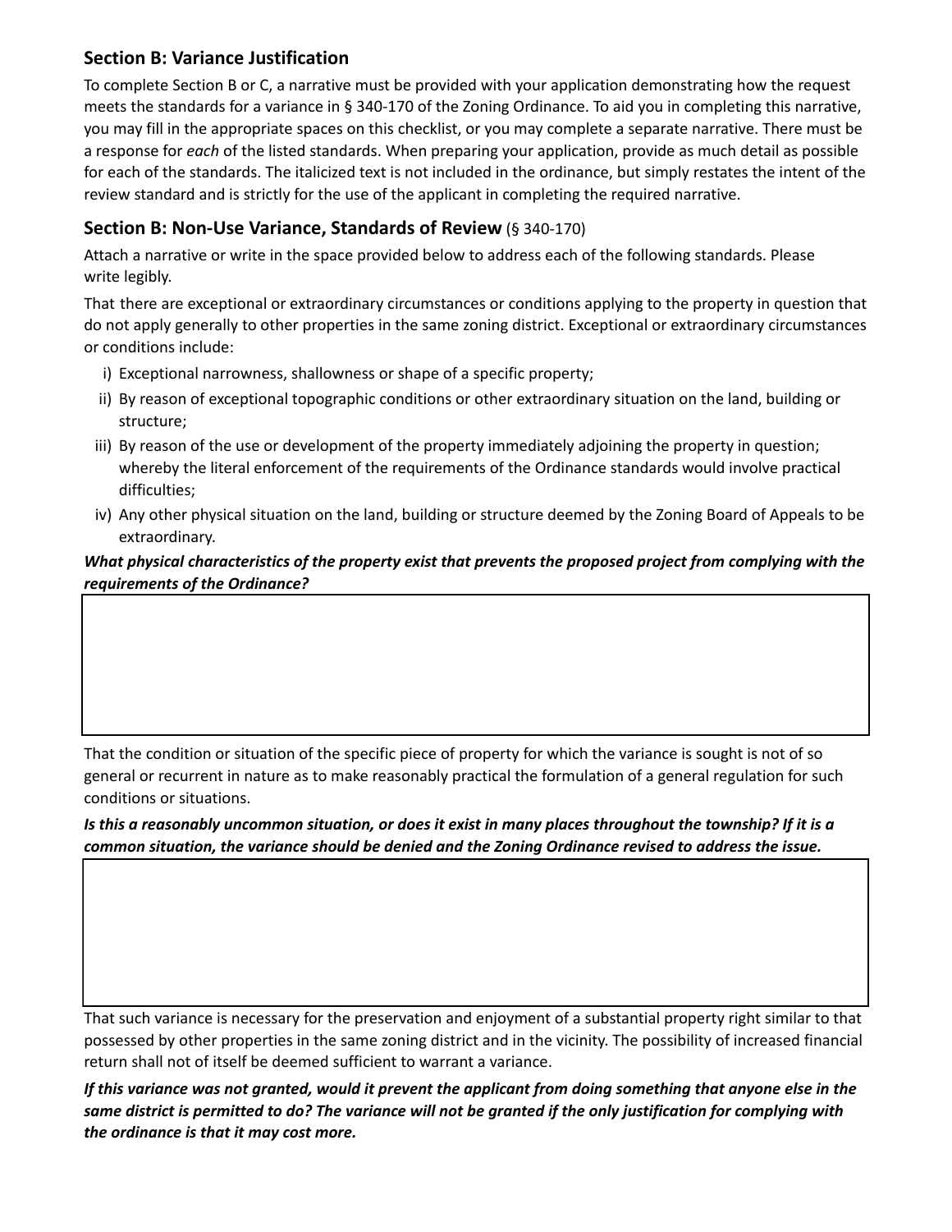## Section B: Variance Justification

To complete Section B or C, a narrative must be provided with your application demonstrating how the request meets the standards for a variance in § 340-170 of the Zoning Ordinance. To aid you in completing this narrative, you may fill in the appropriate spaces on this checklist, or you may complete a separate narrative. There must be a response for *each* of the listed standards. When preparing your application, provide as much detail as possible for each of the standards. The italicized text is not included in the ordinance, but simply restates the intent of the review standard and is strictly for the use of the applicant in completing the required narrative.

## Section B: Non-Use Variance, Standards of Review (§ 340-170)

Attach a narrative or write in the space provided below to address each of the following standards. Please write legibly.

That there are exceptional or extraordinary circumstances or conditions applying to the property in question that do not apply generally to other properties in the same zoning district. Exceptional or extraordinary circumstances or conditions include:

i) Exceptional narrowness, shallowness or shape of a specific property;
ii) By reason of exceptional topographic conditions or other extraordinary situation on the land, building or structure;
iii) By reason of the use or development of the property immediately adjoining the property in question; whereby the literal enforcement of the requirements of the Ordinance standards would involve practical difficulties;
iv) Any other physical situation on the land, building or structure deemed by the Zoning Board of Appeals to be extraordinary.

***What physical characteristics of the property exist that prevents the proposed project from complying with the requirements of the Ordinance?***

That the condition or situation of the specific piece of property for which the variance is sought is not of so general or recurrent in nature as to make reasonably practical the formulation of a general regulation for such conditions or situations.

***Is this a reasonably uncommon situation, or does it exist in many places throughout the township? If it is a common situation, the variance should be denied and the Zoning Ordinance revised to address the issue.***

That such variance is necessary for the preservation and enjoyment of a substantial property right similar to that possessed by other properties in the same zoning district and in the vicinity. The possibility of increased financial return shall not of itself be deemed sufficient to warrant a variance.

***If this variance was not granted, would it prevent the applicant from doing something that anyone else in the same district is permitted to do? The variance will not be granted if the only justification for complying with the ordinance is that it may cost more.***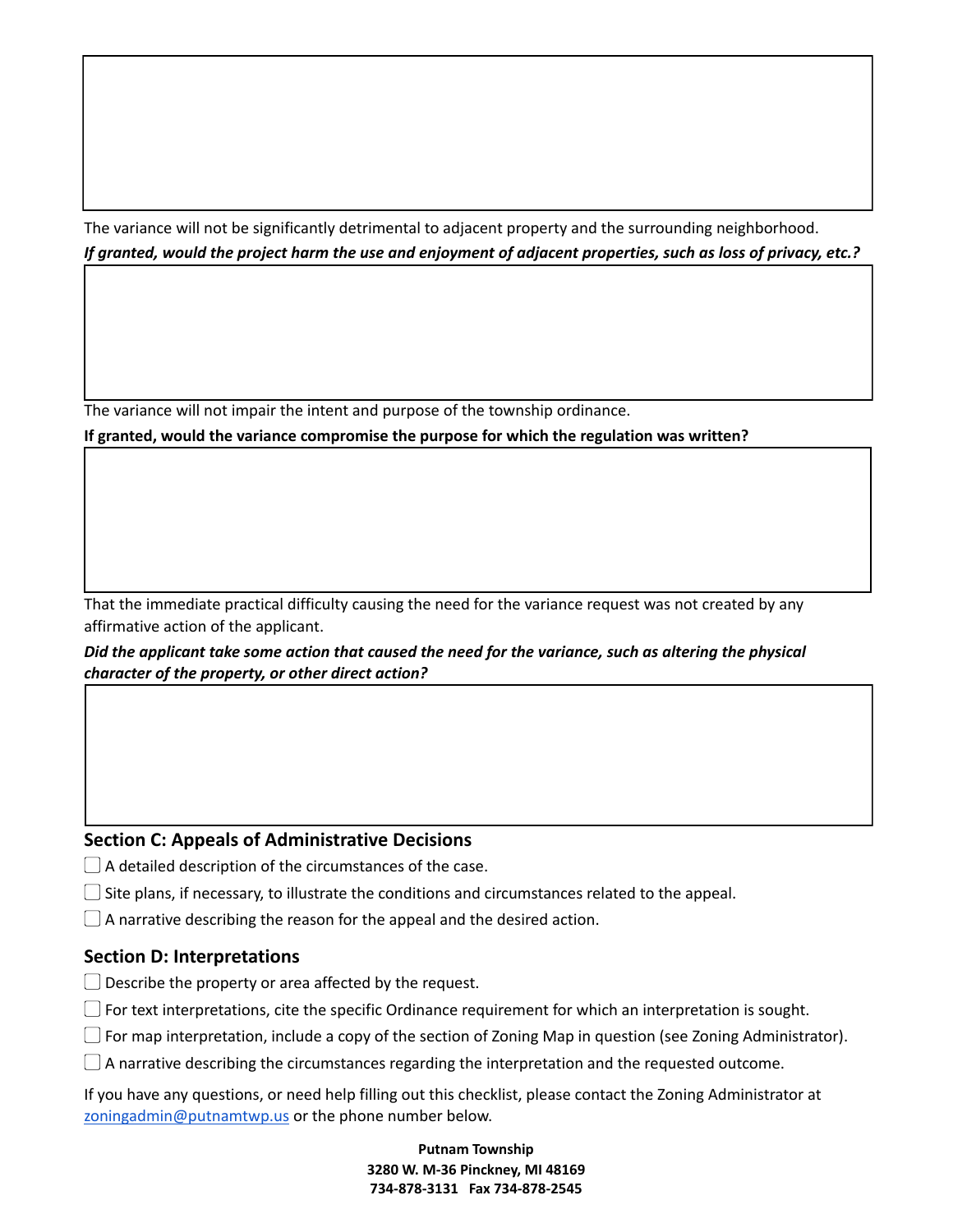The variance will not be significantly detrimental to adjacent property and the surrounding neighborhood.

***If granted, would the project harm the use and enjoyment of adjacent properties, such as loss of privacy, etc.?***

The variance will not impair the intent and purpose of the township ordinance.

**If granted, would the variance compromise the purpose for which the regulation was written?**

That the immediate practical difficulty causing the need for the variance request was not created by any affirmative action of the applicant.

***Did the applicant take some action that caused the need for the variance, such as altering the physical character of the property, or other direct action?***

## Section C: Appeals of Administrative Decisions

- ☐ A detailed description of the circumstances of the case.
- ☐ Site plans, if necessary, to illustrate the conditions and circumstances related to the appeal.
- ☐ A narrative describing the reason for the appeal and the desired action.

## Section D: Interpretations

- ☐ Describe the property or area affected by the request.
- ☐ For text interpretations, cite the specific Ordinance requirement for which an interpretation is sought.
- ☐ For map interpretation, include a copy of the section of Zoning Map in question (see Zoning Administrator).
- ☐ A narrative describing the circumstances regarding the interpretation and the requested outcome.

If you have any questions, or need help filling out this checklist, please contact the Zoning Administrator at zoningadmin@putnamtwp.us or the phone number below.

**Putnam Township**
**3280 W. M-36 Pinckney, MI 48169**
**734-878-3131 Fax 734-878-2545**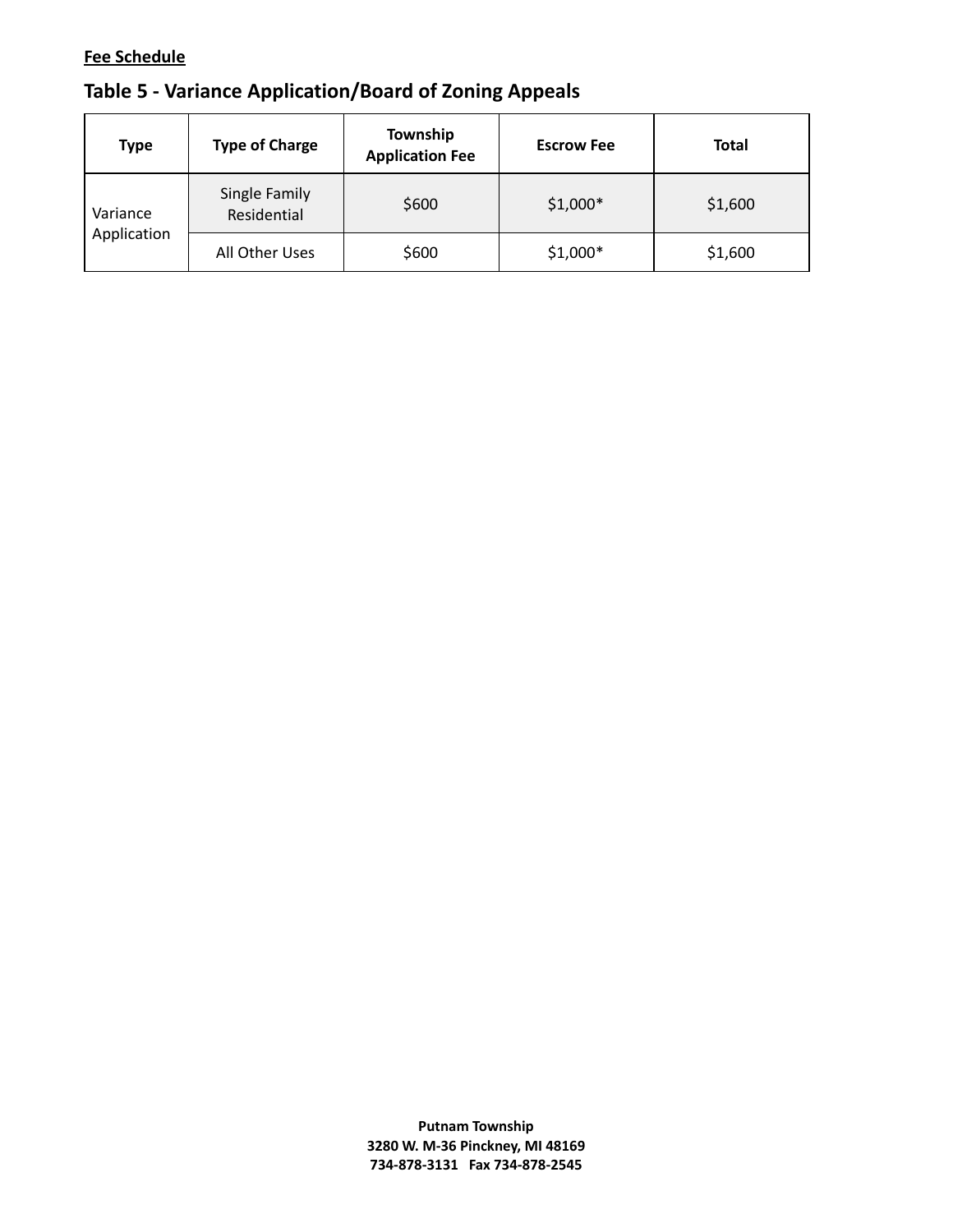**Fee Schedule**

## Table 5 - Variance Application/Board of Zoning Appeals

| Type | Type of Charge | Township Application Fee | Escrow Fee | Total |
|---|---|---|---|---|
| Variance Application | Single Family Residential | $600 | $1,000* | $1,600 |
| | All Other Uses | $600 | $1,000* | $1,600 |

**Putnam Township**
**3280 W. M-36 Pinckney, MI 48169**
**734-878-3131 Fax 734-878-2545**